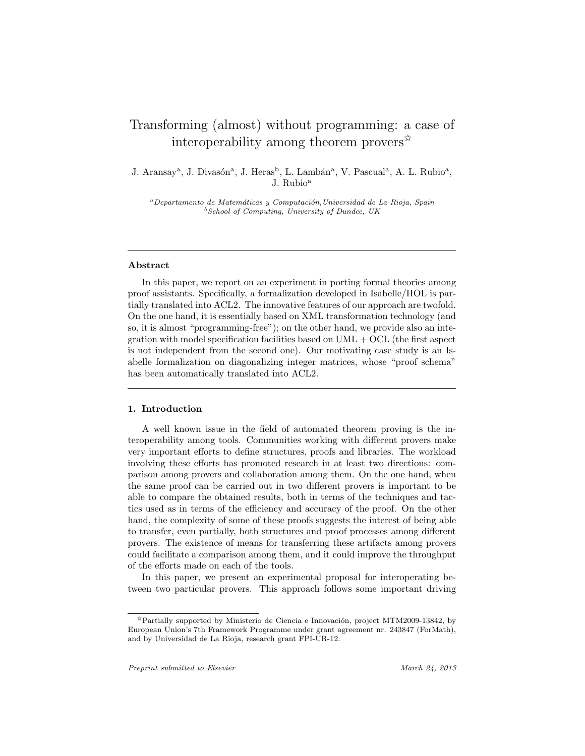# Transforming (almost) without programming: a case of interoperability among theorem provers[☆]

J. Aransay[a], J. Divasón[a], J. Heras[b], L. Lambán[a], V. Pascual[a], A. L. Rubio[a], J. Rubio[a]

[a]*Departamento de Matemáticas y Computación, Universidad de La Rioja, Spain*
[b]*School of Computing, University of Dundee, UK*

---

**Abstract**

In this paper, we report on an experiment in porting formal theories among proof assistants. Specifically, a formalization developed in Isabelle/HOL is partially translated into ACL2. The innovative features of our approach are twofold. On the one hand, it is essentially based on XML transformation technology (and so, it is almost "programming-free"); on the other hand, we provide also an integration with model specification facilities based on UML + OCL (the first aspect is not independent from the second one). Our motivating case study is an Isabelle formalization on diagonalizing integer matrices, whose "proof schema" has been automatically translated into ACL2.

---

## 1. Introduction

A well known issue in the field of automated theorem proving is the interoperability among tools. Communities working with different provers make very important efforts to define structures, proofs and libraries. The workload involving these efforts has promoted research in at least two directions: comparison among provers and collaboration among them. On the one hand, when the same proof can be carried out in two different provers is important to be able to compare the obtained results, both in terms of the techniques and tactics used as in terms of the efficiency and accuracy of the proof. On the other hand, the complexity of some of these proofs suggests the interest of being able to transfer, even partially, both structures and proof processes among different provers. The existence of means for transferring these artifacts among provers could facilitate a comparison among them, and it could improve the throughput of the efforts made on each of the tools.

In this paper, we present an experimental proposal for interoperating between two particular provers. This approach follows some important driving

---

[☆]Partially supported by Ministerio de Ciencia e Innovación, project MTM2009-13842, by European Union's 7th Framework Programme under grant agreement nr. 243847 (ForMath), and by Universidad de La Rioja, research grant FPI-UR-12.

*Preprint submitted to Elsevier* *March 24, 2013*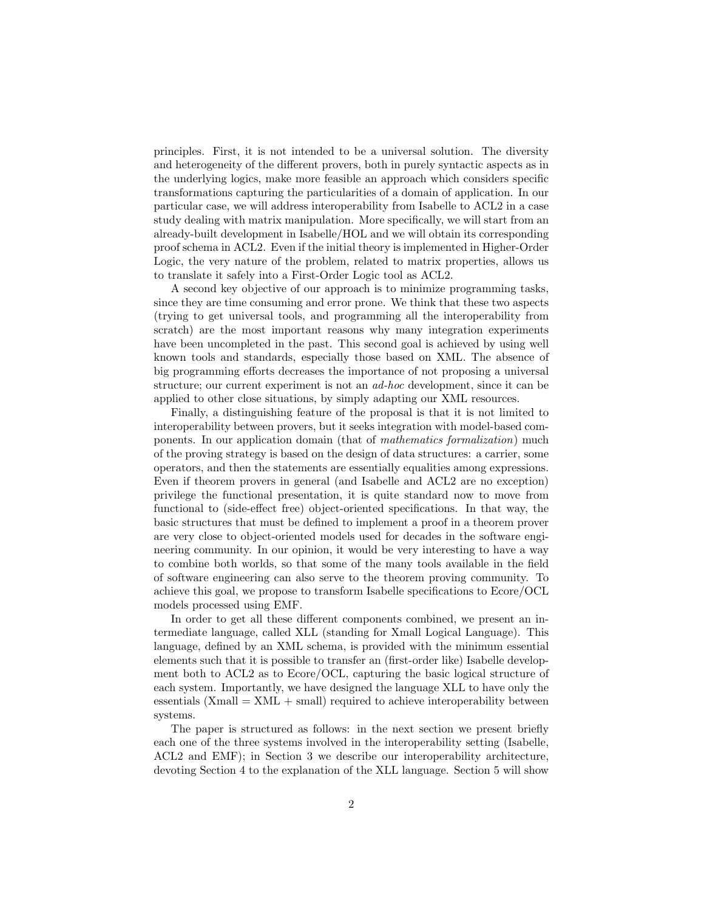principles. First, it is not intended to be a universal solution. The diversity and heterogeneity of the different provers, both in purely syntactic aspects as in the underlying logics, make more feasible an approach which considers specific transformations capturing the particularities of a domain of application. In our particular case, we will address interoperability from Isabelle to ACL2 in a case study dealing with matrix manipulation. More specifically, we will start from an already-built development in Isabelle/HOL and we will obtain its corresponding proof schema in ACL2. Even if the initial theory is implemented in Higher-Order Logic, the very nature of the problem, related to matrix properties, allows us to translate it safely into a First-Order Logic tool as ACL2.

A second key objective of our approach is to minimize programming tasks, since they are time consuming and error prone. We think that these two aspects (trying to get universal tools, and programming all the interoperability from scratch) are the most important reasons why many integration experiments have been uncompleted in the past. This second goal is achieved by using well known tools and standards, especially those based on XML. The absence of big programming efforts decreases the importance of not proposing a universal structure; our current experiment is not an *ad-hoc* development, since it can be applied to other close situations, by simply adapting our XML resources.

Finally, a distinguishing feature of the proposal is that it is not limited to interoperability between provers, but it seeks integration with model-based components. In our application domain (that of *mathematics formalization*) much of the proving strategy is based on the design of data structures: a carrier, some operators, and then the statements are essentially equalities among expressions. Even if theorem provers in general (and Isabelle and ACL2 are no exception) privilege the functional presentation, it is quite standard now to move from functional to (side-effect free) object-oriented specifications. In that way, the basic structures that must be defined to implement a proof in a theorem prover are very close to object-oriented models used for decades in the software engineering community. In our opinion, it would be very interesting to have a way to combine both worlds, so that some of the many tools available in the field of software engineering can also serve to the theorem proving community. To achieve this goal, we propose to transform Isabelle specifications to Ecore/OCL models processed using EMF.

In order to get all these different components combined, we present an intermediate language, called XLL (standing for Xmall Logical Language). This language, defined by an XML schema, is provided with the minimum essential elements such that it is possible to transfer an (first-order like) Isabelle development both to ACL2 as to Ecore/OCL, capturing the basic logical structure of each system. Importantly, we have designed the language XLL to have only the essentials (Xmall = XML + small) required to achieve interoperability between systems.

The paper is structured as follows: in the next section we present briefly each one of the three systems involved in the interoperability setting (Isabelle, ACL2 and EMF); in Section 3 we describe our interoperability architecture, devoting Section 4 to the explanation of the XLL language. Section 5 will show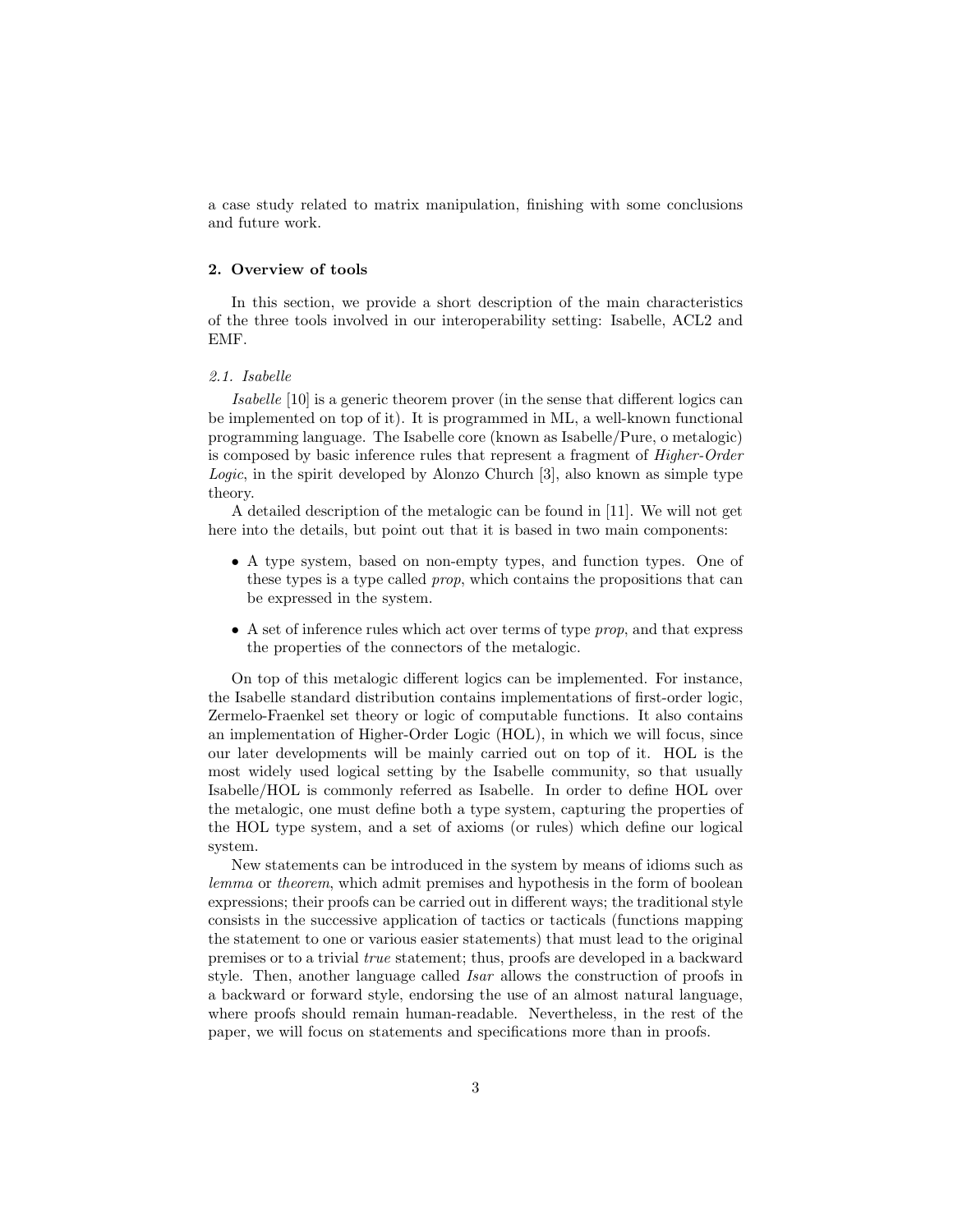a case study related to matrix manipulation, finishing with some conclusions and future work.

## 2. Overview of tools

In this section, we provide a short description of the main characteristics of the three tools involved in our interoperability setting: Isabelle, ACL2 and EMF.

### 2.1. Isabelle

*Isabelle* [10] is a generic theorem prover (in the sense that different logics can be implemented on top of it). It is programmed in ML, a well-known functional programming language. The Isabelle core (known as Isabelle/Pure, o metalogic) is composed by basic inference rules that represent a fragment of *Higher-Order Logic*, in the spirit developed by Alonzo Church [3], also known as simple type theory.

A detailed description of the metalogic can be found in [11]. We will not get here into the details, but point out that it is based in two main components:

- A type system, based on non-empty types, and function types. One of these types is a type called *prop*, which contains the propositions that can be expressed in the system.
- A set of inference rules which act over terms of type *prop*, and that express the properties of the connectors of the metalogic.

On top of this metalogic different logics can be implemented. For instance, the Isabelle standard distribution contains implementations of first-order logic, Zermelo-Fraenkel set theory or logic of computable functions. It also contains an implementation of Higher-Order Logic (HOL), in which we will focus, since our later developments will be mainly carried out on top of it. HOL is the most widely used logical setting by the Isabelle community, so that usually Isabelle/HOL is commonly referred as Isabelle. In order to define HOL over the metalogic, one must define both a type system, capturing the properties of the HOL type system, and a set of axioms (or rules) which define our logical system.

New statements can be introduced in the system by means of idioms such as *lemma* or *theorem*, which admit premises and hypothesis in the form of boolean expressions; their proofs can be carried out in different ways; the traditional style consists in the successive application of tactics or tacticals (functions mapping the statement to one or various easier statements) that must lead to the original premises or to a trivial *true* statement; thus, proofs are developed in a backward style. Then, another language called *Isar* allows the construction of proofs in a backward or forward style, endorsing the use of an almost natural language, where proofs should remain human-readable. Nevertheless, in the rest of the paper, we will focus on statements and specifications more than in proofs.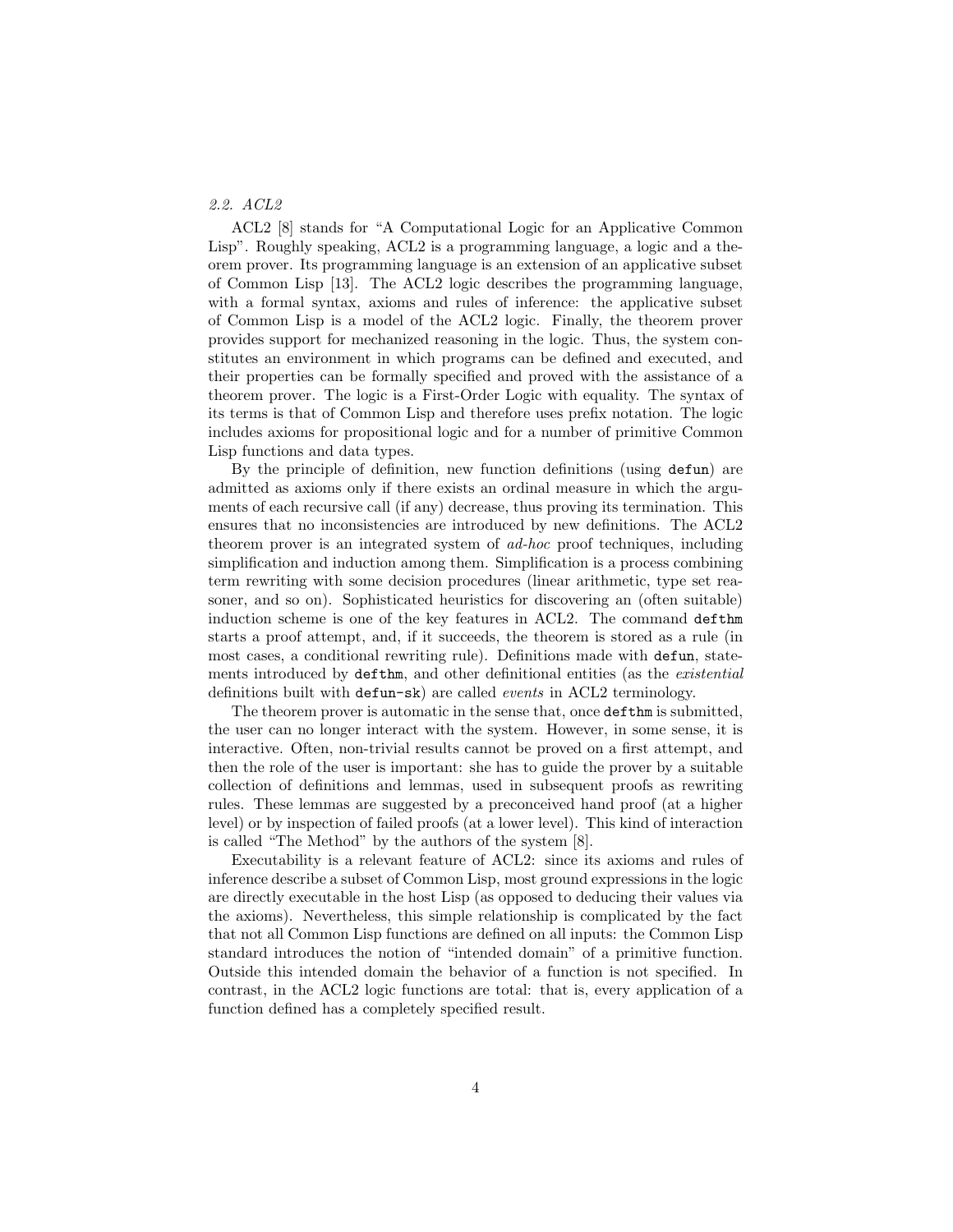### *2.2. ACL2*

ACL2 [8] stands for "A Computational Logic for an Applicative Common Lisp". Roughly speaking, ACL2 is a programming language, a logic and a theorem prover. Its programming language is an extension of an applicative subset of Common Lisp [13]. The ACL2 logic describes the programming language, with a formal syntax, axioms and rules of inference: the applicative subset of Common Lisp is a model of the ACL2 logic. Finally, the theorem prover provides support for mechanized reasoning in the logic. Thus, the system constitutes an environment in which programs can be defined and executed, and their properties can be formally specified and proved with the assistance of a theorem prover. The logic is a First-Order Logic with equality. The syntax of its terms is that of Common Lisp and therefore uses prefix notation. The logic includes axioms for propositional logic and for a number of primitive Common Lisp functions and data types.

By the principle of definition, new function definitions (using `defun`) are admitted as axioms only if there exists an ordinal measure in which the arguments of each recursive call (if any) decrease, thus proving its termination. This ensures that no inconsistencies are introduced by new definitions. The ACL2 theorem prover is an integrated system of *ad-hoc* proof techniques, including simplification and induction among them. Simplification is a process combining term rewriting with some decision procedures (linear arithmetic, type set reasoner, and so on). Sophisticated heuristics for discovering an (often suitable) induction scheme is one of the key features in ACL2. The command `defthm` starts a proof attempt, and, if it succeeds, the theorem is stored as a rule (in most cases, a conditional rewriting rule). Definitions made with `defun`, statements introduced by `defthm`, and other definitional entities (as the *existential* definitions built with `defun-sk`) are called *events* in ACL2 terminology.

The theorem prover is automatic in the sense that, once `defthm` is submitted, the user can no longer interact with the system. However, in some sense, it is interactive. Often, non-trivial results cannot be proved on a first attempt, and then the role of the user is important: she has to guide the prover by a suitable collection of definitions and lemmas, used in subsequent proofs as rewriting rules. These lemmas are suggested by a preconceived hand proof (at a higher level) or by inspection of failed proofs (at a lower level). This kind of interaction is called "The Method" by the authors of the system [8].

Executability is a relevant feature of ACL2: since its axioms and rules of inference describe a subset of Common Lisp, most ground expressions in the logic are directly executable in the host Lisp (as opposed to deducing their values via the axioms). Nevertheless, this simple relationship is complicated by the fact that not all Common Lisp functions are defined on all inputs: the Common Lisp standard introduces the notion of "intended domain" of a primitive function. Outside this intended domain the behavior of a function is not specified. In contrast, in the ACL2 logic functions are total: that is, every application of a function defined has a completely specified result.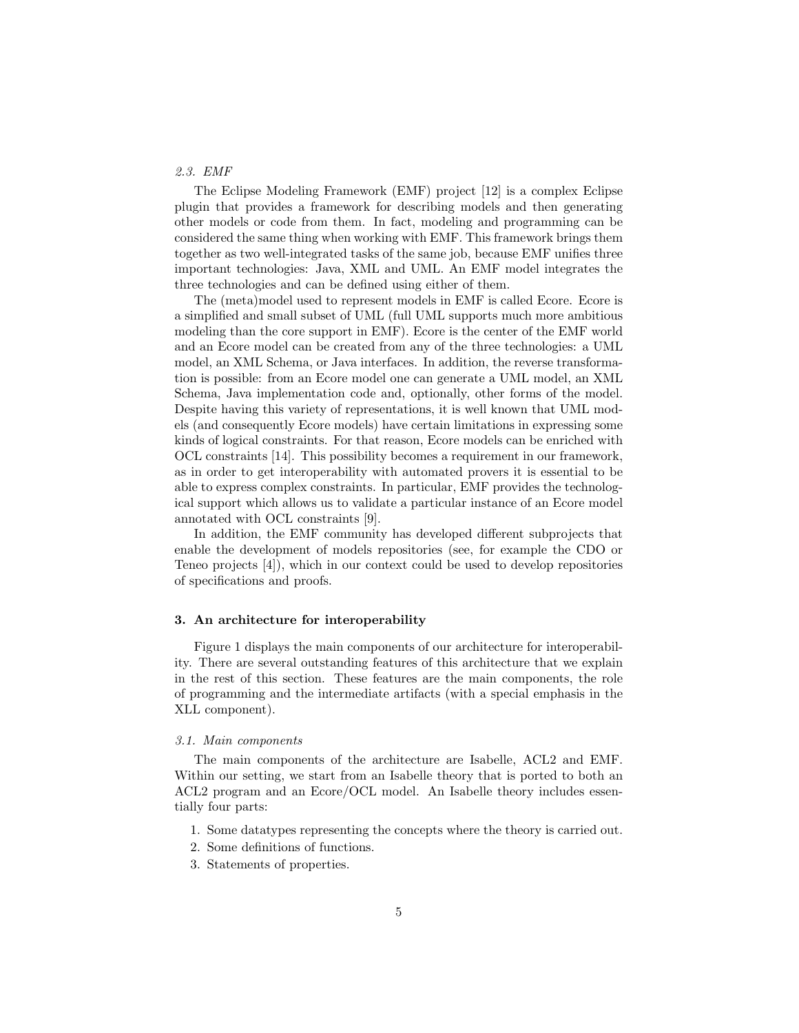### 2.3. EMF

The Eclipse Modeling Framework (EMF) project [12] is a complex Eclipse plugin that provides a framework for describing models and then generating other models or code from them. In fact, modeling and programming can be considered the same thing when working with EMF. This framework brings them together as two well-integrated tasks of the same job, because EMF unifies three important technologies: Java, XML and UML. An EMF model integrates the three technologies and can be defined using either of them.

The (meta)model used to represent models in EMF is called Ecore. Ecore is a simplified and small subset of UML (full UML supports much more ambitious modeling than the core support in EMF). Ecore is the center of the EMF world and an Ecore model can be created from any of the three technologies: a UML model, an XML Schema, or Java interfaces. In addition, the reverse transformation is possible: from an Ecore model one can generate a UML model, an XML Schema, Java implementation code and, optionally, other forms of the model. Despite having this variety of representations, it is well known that UML models (and consequently Ecore models) have certain limitations in expressing some kinds of logical constraints. For that reason, Ecore models can be enriched with OCL constraints [14]. This possibility becomes a requirement in our framework, as in order to get interoperability with automated provers it is essential to be able to express complex constraints. In particular, EMF provides the technological support which allows us to validate a particular instance of an Ecore model annotated with OCL constraints [9].

In addition, the EMF community has developed different subprojects that enable the development of models repositories (see, for example the CDO or Teneo projects [4]), which in our context could be used to develop repositories of specifications and proofs.

## 3. An architecture for interoperability

Figure 1 displays the main components of our architecture for interoperability. There are several outstanding features of this architecture that we explain in the rest of this section. These features are the main components, the role of programming and the intermediate artifacts (with a special emphasis in the XLL component).

### 3.1. Main components

The main components of the architecture are Isabelle, ACL2 and EMF. Within our setting, we start from an Isabelle theory that is ported to both an ACL2 program and an Ecore/OCL model. An Isabelle theory includes essentially four parts:

1. Some datatypes representing the concepts where the theory is carried out.
2. Some definitions of functions.
3. Statements of properties.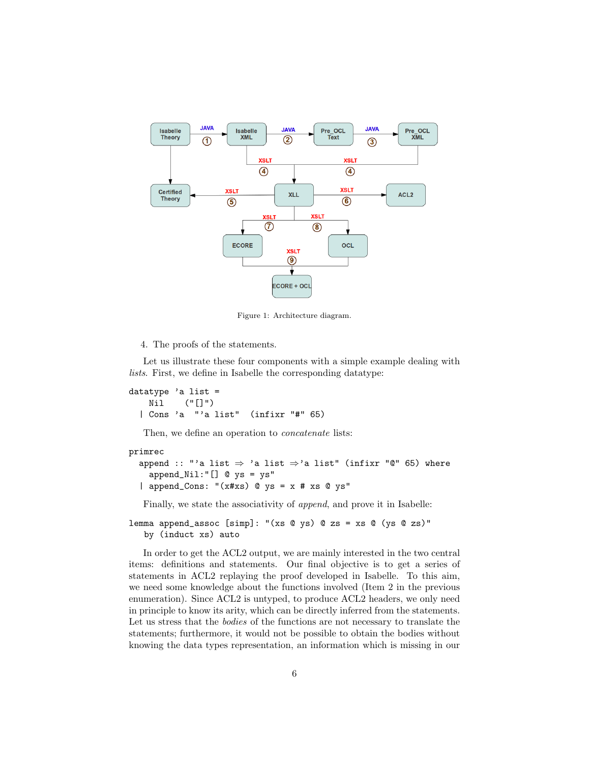Figure 1: Architecture diagram.

4. The proofs of the statements.

Let us illustrate these four components with a simple example dealing with *lists*. First, we define in Isabelle the corresponding datatype:

```
datatype 'a list =
    Nil    ("[]")
  | Cons 'a  "'a list"  (infixr "#" 65)
```

Then, we define an operation to *concatenate* lists:

```
primrec
  append :: "'a list ⇒ 'a list ⇒'a list" (infixr "@" 65) where
    append_Nil:"[] @ ys = ys"
  | append_Cons: "(x#xs) @ ys = x # xs @ ys"
```

Finally, we state the associativity of *append*, and prove it in Isabelle:

```
lemma append_assoc [simp]: "(xs @ ys) @ zs = xs @ (ys @ zs)"
   by (induct xs) auto
```

In order to get the ACL2 output, we are mainly interested in the two central items: definitions and statements. Our final objective is to get a series of statements in ACL2 replaying the proof developed in Isabelle. To this aim, we need some knowledge about the functions involved (Item 2 in the previous enumeration). Since ACL2 is untyped, to produce ACL2 headers, we only need in principle to know its arity, which can be directly inferred from the statements. Let us stress that the *bodies* of the functions are not necessary to translate the statements; furthermore, it would not be possible to obtain the bodies without knowing the data types representation, an information which is missing in our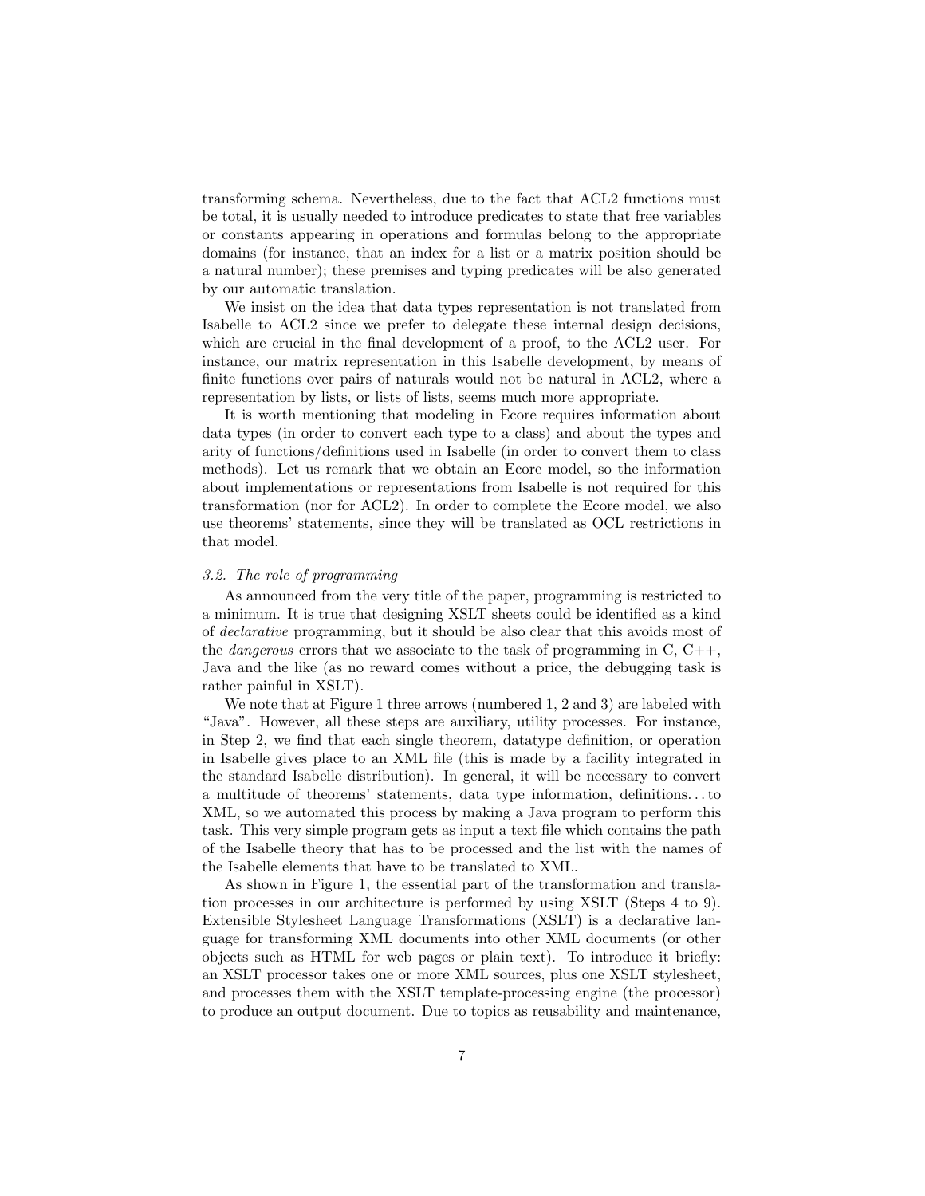transforming schema. Nevertheless, due to the fact that ACL2 functions must be total, it is usually needed to introduce predicates to state that free variables or constants appearing in operations and formulas belong to the appropriate domains (for instance, that an index for a list or a matrix position should be a natural number); these premises and typing predicates will be also generated by our automatic translation.

We insist on the idea that data types representation is not translated from Isabelle to ACL2 since we prefer to delegate these internal design decisions, which are crucial in the final development of a proof, to the ACL2 user. For instance, our matrix representation in this Isabelle development, by means of finite functions over pairs of naturals would not be natural in ACL2, where a representation by lists, or lists of lists, seems much more appropriate.

It is worth mentioning that modeling in Ecore requires information about data types (in order to convert each type to a class) and about the types and arity of functions/definitions used in Isabelle (in order to convert them to class methods). Let us remark that we obtain an Ecore model, so the information about implementations or representations from Isabelle is not required for this transformation (nor for ACL2). In order to complete the Ecore model, we also use theorems' statements, since they will be translated as OCL restrictions in that model.

### 3.2. The role of programming

As announced from the very title of the paper, programming is restricted to a minimum. It is true that designing XSLT sheets could be identified as a kind of *declarative* programming, but it should be also clear that this avoids most of the *dangerous* errors that we associate to the task of programming in C, C++, Java and the like (as no reward comes without a price, the debugging task is rather painful in XSLT).

We note that at Figure 1 three arrows (numbered 1, 2 and 3) are labeled with "Java". However, all these steps are auxiliary, utility processes. For instance, in Step 2, we find that each single theorem, datatype definition, or operation in Isabelle gives place to an XML file (this is made by a facility integrated in the standard Isabelle distribution). In general, it will be necessary to convert a multitude of theorems' statements, data type information, definitions... to XML, so we automated this process by making a Java program to perform this task. This very simple program gets as input a text file which contains the path of the Isabelle theory that has to be processed and the list with the names of the Isabelle elements that have to be translated to XML.

As shown in Figure 1, the essential part of the transformation and translation processes in our architecture is performed by using XSLT (Steps 4 to 9). Extensible Stylesheet Language Transformations (XSLT) is a declarative language for transforming XML documents into other XML documents (or other objects such as HTML for web pages or plain text). To introduce it briefly: an XSLT processor takes one or more XML sources, plus one XSLT stylesheet, and processes them with the XSLT template-processing engine (the processor) to produce an output document. Due to topics as reusability and maintenance,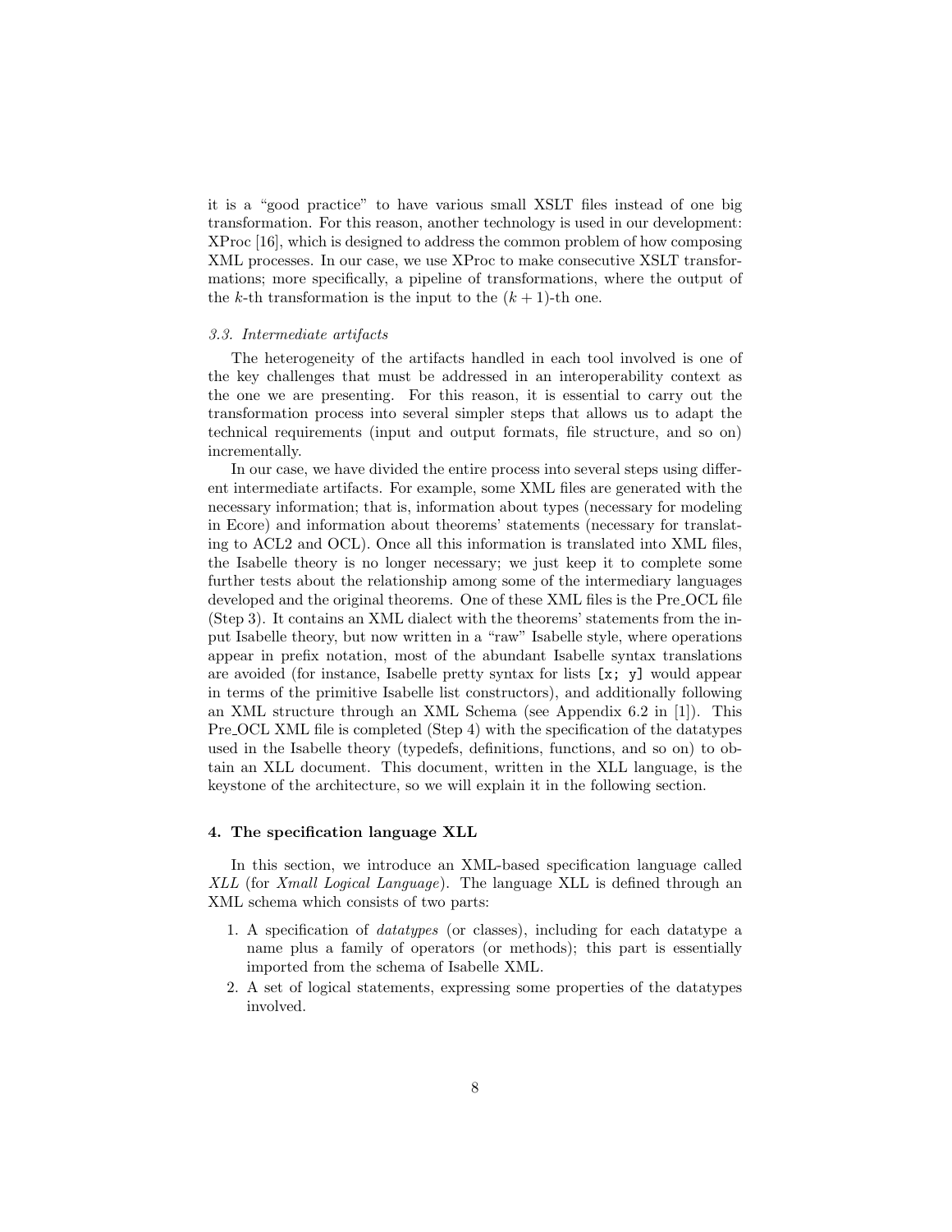it is a "good practice" to have various small XSLT files instead of one big transformation. For this reason, another technology is used in our development: XProc [16], which is designed to address the common problem of how composing XML processes. In our case, we use XProc to make consecutive XSLT transformations; more specifically, a pipeline of transformations, where the output of the $k$-th transformation is the input to the $(k+1)$-th one.

### *3.3. Intermediate artifacts*

The heterogeneity of the artifacts handled in each tool involved is one of the key challenges that must be addressed in an interoperability context as the one we are presenting. For this reason, it is essential to carry out the transformation process into several simpler steps that allows us to adapt the technical requirements (input and output formats, file structure, and so on) incrementally.

In our case, we have divided the entire process into several steps using different intermediate artifacts. For example, some XML files are generated with the necessary information; that is, information about types (necessary for modeling in Ecore) and information about theorems' statements (necessary for translating to ACL2 and OCL). Once all this information is translated into XML files, the Isabelle theory is no longer necessary; we just keep it to complete some further tests about the relationship among some of the intermediary languages developed and the original theorems. One of these XML files is the Pre_OCL file (Step 3). It contains an XML dialect with the theorems' statements from the input Isabelle theory, but now written in a "raw" Isabelle style, where operations appear in prefix notation, most of the abundant Isabelle syntax translations are avoided (for instance, Isabelle pretty syntax for lists `[x; y]` would appear in terms of the primitive Isabelle list constructors), and additionally following an XML structure through an XML Schema (see Appendix 6.2 in [1]). This Pre_OCL XML file is completed (Step 4) with the specification of the datatypes used in the Isabelle theory (typedefs, definitions, functions, and so on) to obtain an XLL document. This document, written in the XLL language, is the keystone of the architecture, so we will explain it in the following section.

## 4. The specification language XLL

In this section, we introduce an XML-based specification language called *XLL* (for *Xmall Logical Language*). The language XLL is defined through an XML schema which consists of two parts:

1. A specification of *datatypes* (or classes), including for each datatype a name plus a family of operators (or methods); this part is essentially imported from the schema of Isabelle XML.
2. A set of logical statements, expressing some properties of the datatypes involved.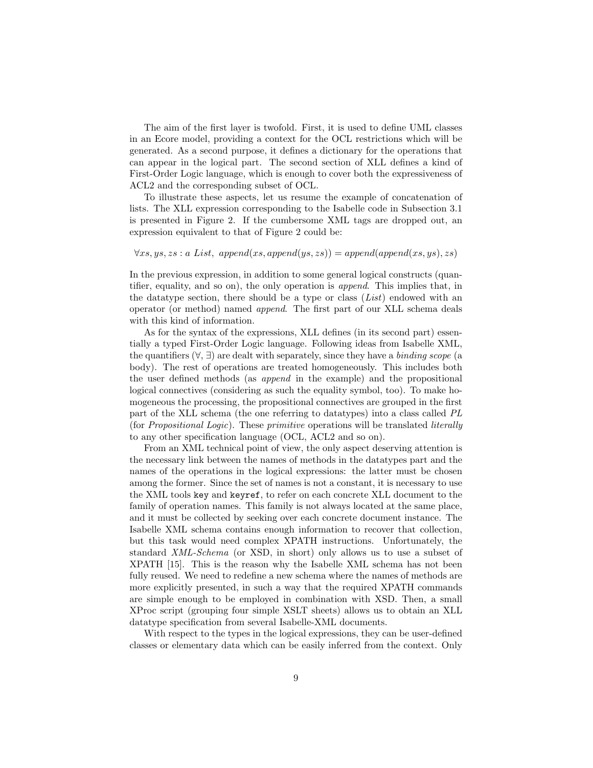The aim of the first layer is twofold. First, it is used to define UML classes in an Ecore model, providing a context for the OCL restrictions which will be generated. As a second purpose, it defines a dictionary for the operations that can appear in the logical part. The second section of XLL defines a kind of First-Order Logic language, which is enough to cover both the expressiveness of ACL2 and the corresponding subset of OCL.

To illustrate these aspects, let us resume the example of concatenation of lists. The XLL expression corresponding to the Isabelle code in Subsection 3.1 is presented in Figure 2. If the cumbersome XML tags are dropped out, an expression equivalent to that of Figure 2 could be:

$$\forall xs, ys, zs : a\ List,\ append(xs, append(ys, zs)) = append(append(xs, ys), zs)$$

In the previous expression, in addition to some general logical constructs (quantifier, equality, and so on), the only operation is *append*. This implies that, in the datatype section, there should be a type or class (*List*) endowed with an operator (or method) named *append*. The first part of our XLL schema deals with this kind of information.

As for the syntax of the expressions, XLL defines (in its second part) essentially a typed First-Order Logic language. Following ideas from Isabelle XML, the quantifiers ($\forall$, $\exists$) are dealt with separately, since they have a *binding scope* (a body). The rest of operations are treated homogeneously. This includes both the user defined methods (as *append* in the example) and the propositional logical connectives (considering as such the equality symbol, too). To make homogeneous the processing, the propositional connectives are grouped in the first part of the XLL schema (the one referring to datatypes) into a class called *PL* (for *Propositional Logic*). These *primitive* operations will be translated *literally* to any other specification language (OCL, ACL2 and so on).

From an XML technical point of view, the only aspect deserving attention is the necessary link between the names of methods in the datatypes part and the names of the operations in the logical expressions: the latter must be chosen among the former. Since the set of names is not a constant, it is necessary to use the XML tools `key` and `keyref`, to refer on each concrete XLL document to the family of operation names. This family is not always located at the same place, and it must be collected by seeking over each concrete document instance. The Isabelle XML schema contains enough information to recover that collection, but this task would need complex XPATH instructions. Unfortunately, the standard *XML-Schema* (or XSD, in short) only allows us to use a subset of XPATH [15]. This is the reason why the Isabelle XML schema has not been fully reused. We need to redefine a new schema where the names of methods are more explicitly presented, in such a way that the required XPATH commands are simple enough to be employed in combination with XSD. Then, a small XProc script (grouping four simple XSLT sheets) allows us to obtain an XLL datatype specification from several Isabelle-XML documents.

With respect to the types in the logical expressions, they can be user-defined classes or elementary data which can be easily inferred from the context. Only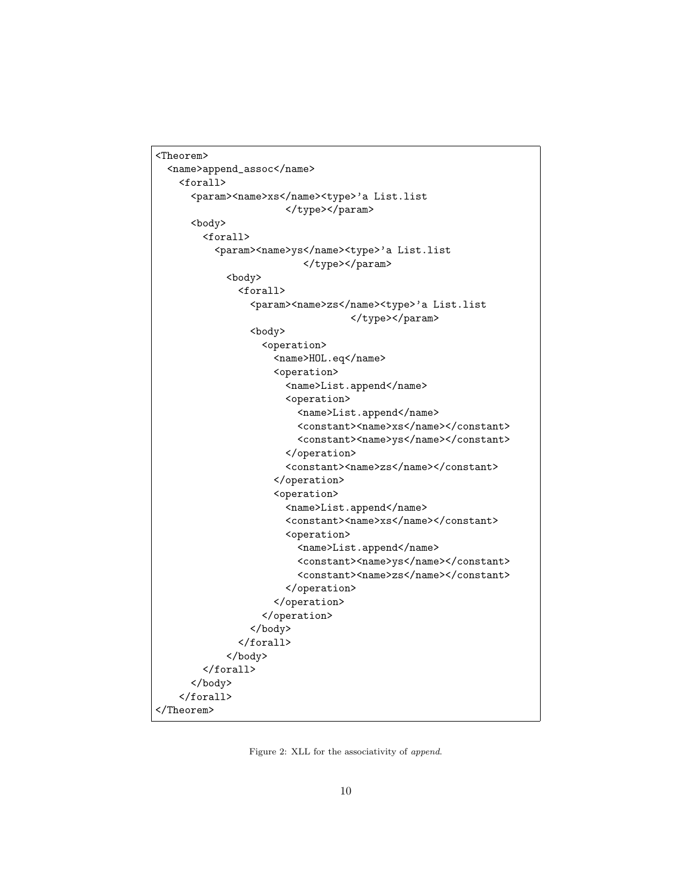```
<Theorem>
  <name>append_assoc</name>
    <forall>
      <param><name>xs</name><type>'a List.list
                        </type></param>
      <body>
        <forall>
          <param><name>ys</name><type>'a List.list
                            </type></param>
            <body>
              <forall>
                <param><name>zs</name><type>'a List.list
                                    </type></param>
                <body>
                  <operation>
                    <name>HOL.eq</name>
                    <operation>
                      <name>List.append</name>
                      <operation>
                        <name>List.append</name>
                        <constant><name>xs</name></constant>
                        <constant><name>ys</name></constant>
                      </operation>
                      <constant><name>zs</name></constant>
                    </operation>
                    <operation>
                      <name>List.append</name>
                      <constant><name>xs</name></constant>
                      <operation>
                        <name>List.append</name>
                        <constant><name>ys</name></constant>
                        <constant><name>zs</name></constant>
                      </operation>
                    </operation>
                  </operation>
                </body>
              </forall>
            </body>
        </forall>
      </body>
    </forall>
</Theorem>
```

Figure 2: XLL for the associativity of *append*.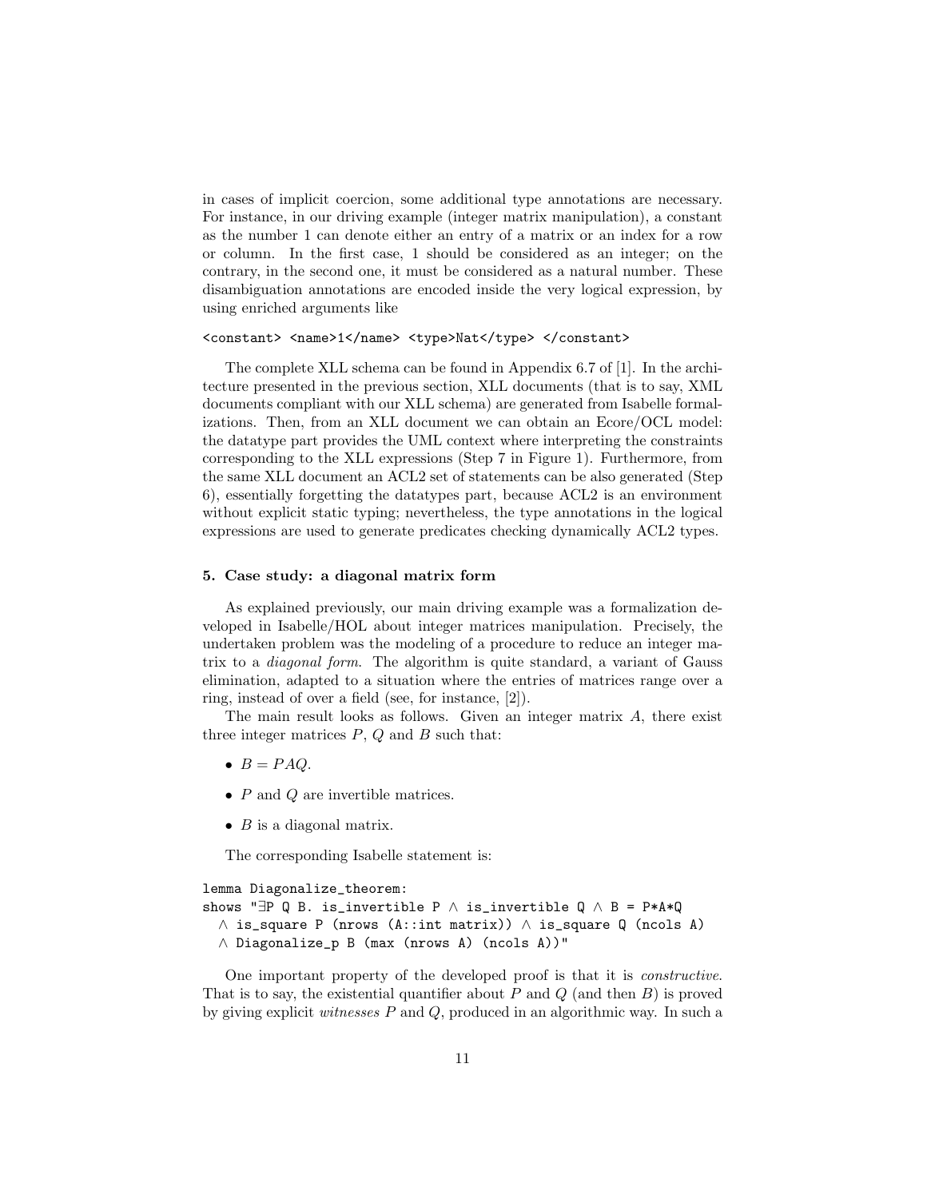in cases of implicit coercion, some additional type annotations are necessary. For instance, in our driving example (integer matrix manipulation), a constant as the number 1 can denote either an entry of a matrix or an index for a row or column. In the first case, 1 should be considered as an integer; on the contrary, in the second one, it must be considered as a natural number. These disambiguation annotations are encoded inside the very logical expression, by using enriched arguments like

```
<constant> <name>1</name> <type>Nat</type> </constant>
```

The complete XLL schema can be found in Appendix 6.7 of [1]. In the architecture presented in the previous section, XLL documents (that is to say, XML documents compliant with our XLL schema) are generated from Isabelle formalizations. Then, from an XLL document we can obtain an Ecore/OCL model: the datatype part provides the UML context where interpreting the constraints corresponding to the XLL expressions (Step 7 in Figure 1). Furthermore, from the same XLL document an ACL2 set of statements can be also generated (Step 6), essentially forgetting the datatypes part, because ACL2 is an environment without explicit static typing; nevertheless, the type annotations in the logical expressions are used to generate predicates checking dynamically ACL2 types.

### 5. Case study: a diagonal matrix form

As explained previously, our main driving example was a formalization developed in Isabelle/HOL about integer matrices manipulation. Precisely, the undertaken problem was the modeling of a procedure to reduce an integer matrix to a *diagonal form*. The algorithm is quite standard, a variant of Gauss elimination, adapted to a situation where the entries of matrices range over a ring, instead of over a field (see, for instance, [2]).

The main result looks as follows. Given an integer matrix $A$, there exist three integer matrices $P$, $Q$ and $B$ such that:

- $B = PAQ$.
- $P$ and $Q$ are invertible matrices.
- $B$ is a diagonal matrix.

The corresponding Isabelle statement is:

```
lemma Diagonalize_theorem:
shows "∃P Q B. is_invertible P ∧ is_invertible Q ∧ B = P*A*Q
  ∧ is_square P (nrows (A::int matrix)) ∧ is_square Q (ncols A)
  ∧ Diagonalize_p B (max (nrows A) (ncols A))"
```

One important property of the developed proof is that it is *constructive*. That is to say, the existential quantifier about $P$ and $Q$ (and then $B$) is proved by giving explicit *witnesses* $P$ and $Q$, produced in an algorithmic way. In such a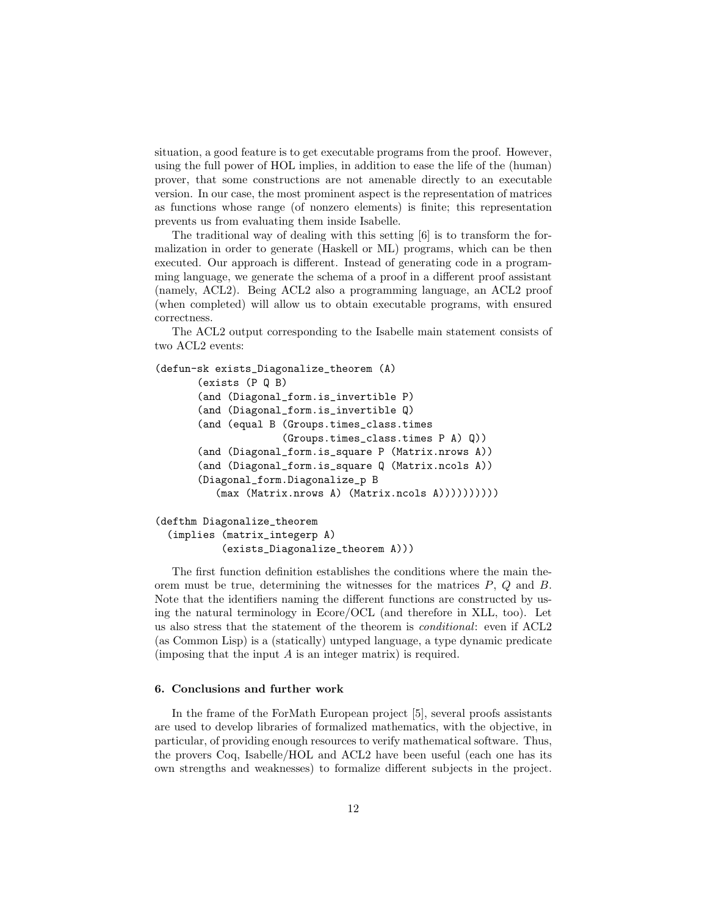situation, a good feature is to get executable programs from the proof. However, using the full power of HOL implies, in addition to ease the life of the (human) prover, that some constructions are not amenable directly to an executable version. In our case, the most prominent aspect is the representation of matrices as functions whose range (of nonzero elements) is finite; this representation prevents us from evaluating them inside Isabelle.

The traditional way of dealing with this setting [6] is to transform the formalization in order to generate (Haskell or ML) programs, which can be then executed. Our approach is different. Instead of generating code in a programming language, we generate the schema of a proof in a different proof assistant (namely, ACL2). Being ACL2 also a programming language, an ACL2 proof (when completed) will allow us to obtain executable programs, with ensured correctness.

The ACL2 output corresponding to the Isabelle main statement consists of two ACL2 events:

```
(defun-sk exists_Diagonalize_theorem (A)
       (exists (P Q B)
       (and (Diagonal_form.is_invertible P)
       (and (Diagonal_form.is_invertible Q)
       (and (equal B (Groups.times_class.times
                     (Groups.times_class.times P A) Q))
       (and (Diagonal_form.is_square P (Matrix.nrows A))
       (and (Diagonal_form.is_square Q (Matrix.ncols A))
       (Diagonal_form.Diagonalize_p B
          (max (Matrix.nrows A) (Matrix.ncols A))))))))))

(defthm Diagonalize_theorem
  (implies (matrix_integerp A)
           (exists_Diagonalize_theorem A)))
```

The first function definition establishes the conditions where the main theorem must be true, determining the witnesses for the matrices $P$, $Q$ and $B$. Note that the identifiers naming the different functions are constructed by using the natural terminology in Ecore/OCL (and therefore in XLL, too). Let us also stress that the statement of the theorem is *conditional*: even if ACL2 (as Common Lisp) is a (statically) untyped language, a type dynamic predicate (imposing that the input $A$ is an integer matrix) is required.

## 6. Conclusions and further work

In the frame of the ForMath European project [5], several proofs assistants are used to develop libraries of formalized mathematics, with the objective, in particular, of providing enough resources to verify mathematical software. Thus, the provers Coq, Isabelle/HOL and ACL2 have been useful (each one has its own strengths and weaknesses) to formalize different subjects in the project.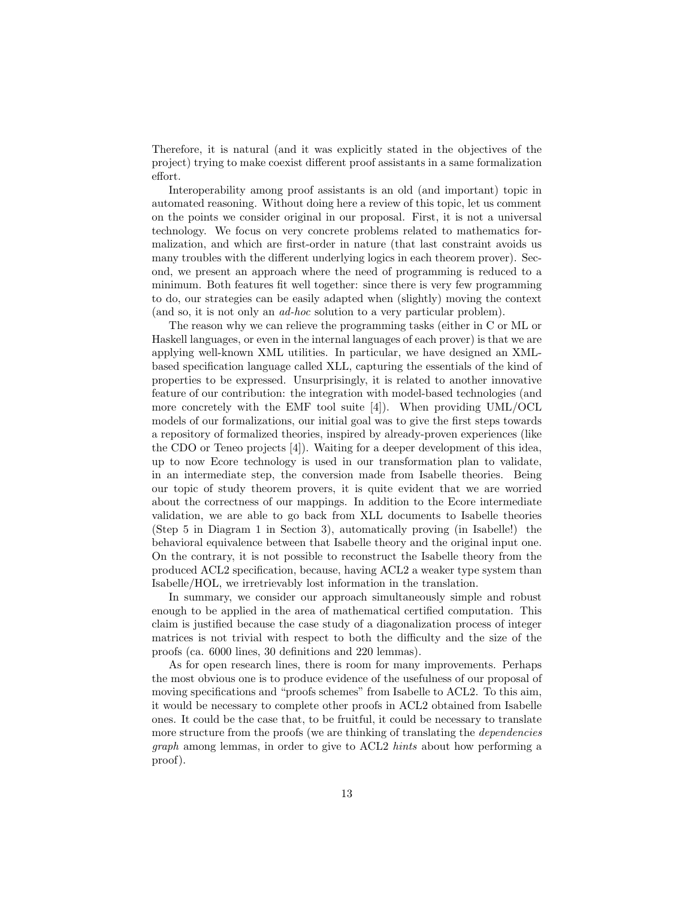Therefore, it is natural (and it was explicitly stated in the objectives of the project) trying to make coexist different proof assistants in a same formalization effort.

Interoperability among proof assistants is an old (and important) topic in automated reasoning. Without doing here a review of this topic, let us comment on the points we consider original in our proposal. First, it is not a universal technology. We focus on very concrete problems related to mathematics formalization, and which are first-order in nature (that last constraint avoids us many troubles with the different underlying logics in each theorem prover). Second, we present an approach where the need of programming is reduced to a minimum. Both features fit well together: since there is very few programming to do, our strategies can be easily adapted when (slightly) moving the context (and so, it is not only an *ad-hoc* solution to a very particular problem).

The reason why we can relieve the programming tasks (either in C or ML or Haskell languages, or even in the internal languages of each prover) is that we are applying well-known XML utilities. In particular, we have designed an XML-based specification language called XLL, capturing the essentials of the kind of properties to be expressed. Unsurprisingly, it is related to another innovative feature of our contribution: the integration with model-based technologies (and more concretely with the EMF tool suite [4]). When providing UML/OCL models of our formalizations, our initial goal was to give the first steps towards a repository of formalized theories, inspired by already-proven experiences (like the CDO or Teneo projects [4]). Waiting for a deeper development of this idea, up to now Ecore technology is used in our transformation plan to validate, in an intermediate step, the conversion made from Isabelle theories. Being our topic of study theorem provers, it is quite evident that we are worried about the correctness of our mappings. In addition to the Ecore intermediate validation, we are able to go back from XLL documents to Isabelle theories (Step 5 in Diagram 1 in Section 3), automatically proving (in Isabelle!) the behavioral equivalence between that Isabelle theory and the original input one. On the contrary, it is not possible to reconstruct the Isabelle theory from the produced ACL2 specification, because, having ACL2 a weaker type system than Isabelle/HOL, we irretrievably lost information in the translation.

In summary, we consider our approach simultaneously simple and robust enough to be applied in the area of mathematical certified computation. This claim is justified because the case study of a diagonalization process of integer matrices is not trivial with respect to both the difficulty and the size of the proofs (ca. 6000 lines, 30 definitions and 220 lemmas).

As for open research lines, there is room for many improvements. Perhaps the most obvious one is to produce evidence of the usefulness of our proposal of moving specifications and "proofs schemes" from Isabelle to ACL2. To this aim, it would be necessary to complete other proofs in ACL2 obtained from Isabelle ones. It could be the case that, to be fruitful, it could be necessary to translate more structure from the proofs (we are thinking of translating the *dependencies graph* among lemmas, in order to give to ACL2 *hints* about how performing a proof).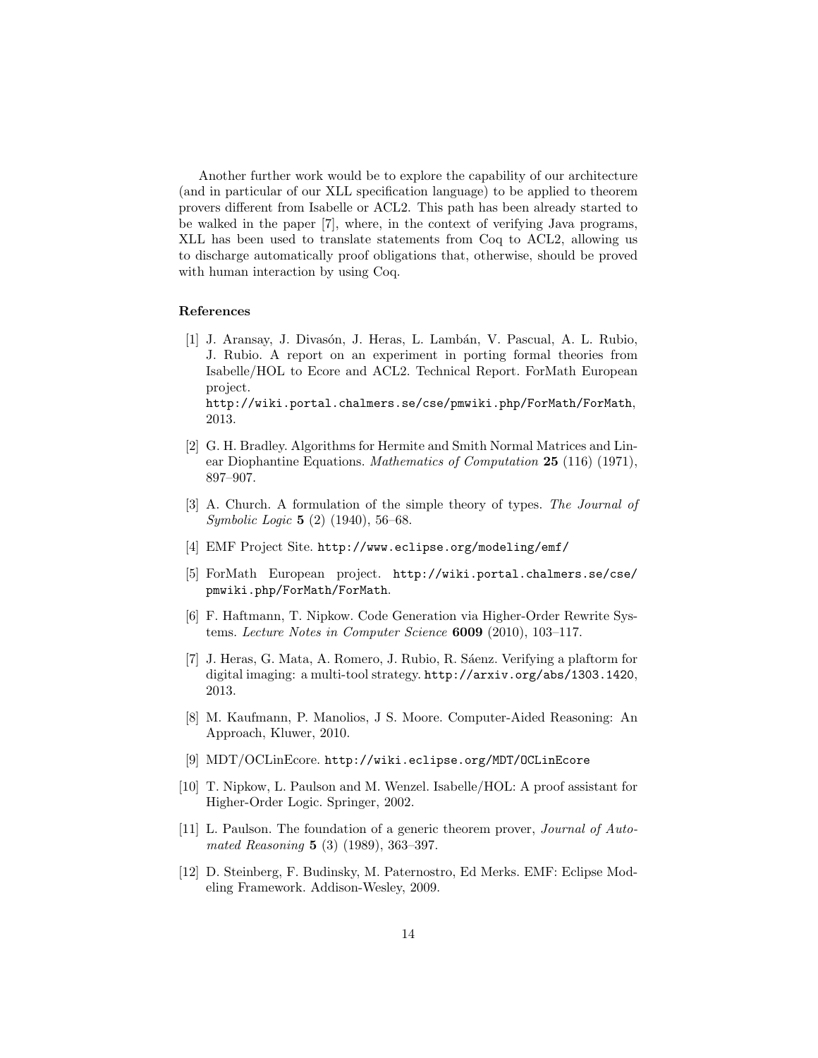Another further work would be to explore the capability of our architecture (and in particular of our XLL specification language) to be applied to theorem provers different from Isabelle or ACL2. This path has been already started to be walked in the paper [7], where, in the context of verifying Java programs, XLL has been used to translate statements from Coq to ACL2, allowing us to discharge automatically proof obligations that, otherwise, should be proved with human interaction by using Coq.

#### References

[1] J. Aransay, J. Divasón, J. Heras, L. Lambán, V. Pascual, A. L. Rubio, J. Rubio. A report on an experiment in porting formal theories from Isabelle/HOL to Ecore and ACL2. Technical Report. ForMath European project. `http://wiki.portal.chalmers.se/cse/pmwiki.php/ForMath/ForMath`, 2013.

[2] G. H. Bradley. Algorithms for Hermite and Smith Normal Matrices and Linear Diophantine Equations. *Mathematics of Computation* **25** (116) (1971), 897–907.

[3] A. Church. A formulation of the simple theory of types. *The Journal of Symbolic Logic* **5** (2) (1940), 56–68.

[4] EMF Project Site. `http://www.eclipse.org/modeling/emf/`

[5] ForMath European project. `http://wiki.portal.chalmers.se/cse/pmwiki.php/ForMath/ForMath`.

[6] F. Haftmann, T. Nipkow. Code Generation via Higher-Order Rewrite Systems. *Lecture Notes in Computer Science* **6009** (2010), 103–117.

[7] J. Heras, G. Mata, A. Romero, J. Rubio, R. Sáenz. Verifying a plaftorm for digital imaging: a multi-tool strategy. `http://arxiv.org/abs/1303.1420`, 2013.

[8] M. Kaufmann, P. Manolios, J S. Moore. Computer-Aided Reasoning: An Approach, Kluwer, 2010.

[9] MDT/OCLinEcore. `http://wiki.eclipse.org/MDT/OCLinEcore`

[10] T. Nipkow, L. Paulson and M. Wenzel. Isabelle/HOL: A proof assistant for Higher-Order Logic. Springer, 2002.

[11] L. Paulson. The foundation of a generic theorem prover, *Journal of Automated Reasoning* **5** (3) (1989), 363–397.

[12] D. Steinberg, F. Budinsky, M. Paternostro, Ed Merks. EMF: Eclipse Modeling Framework. Addison-Wesley, 2009.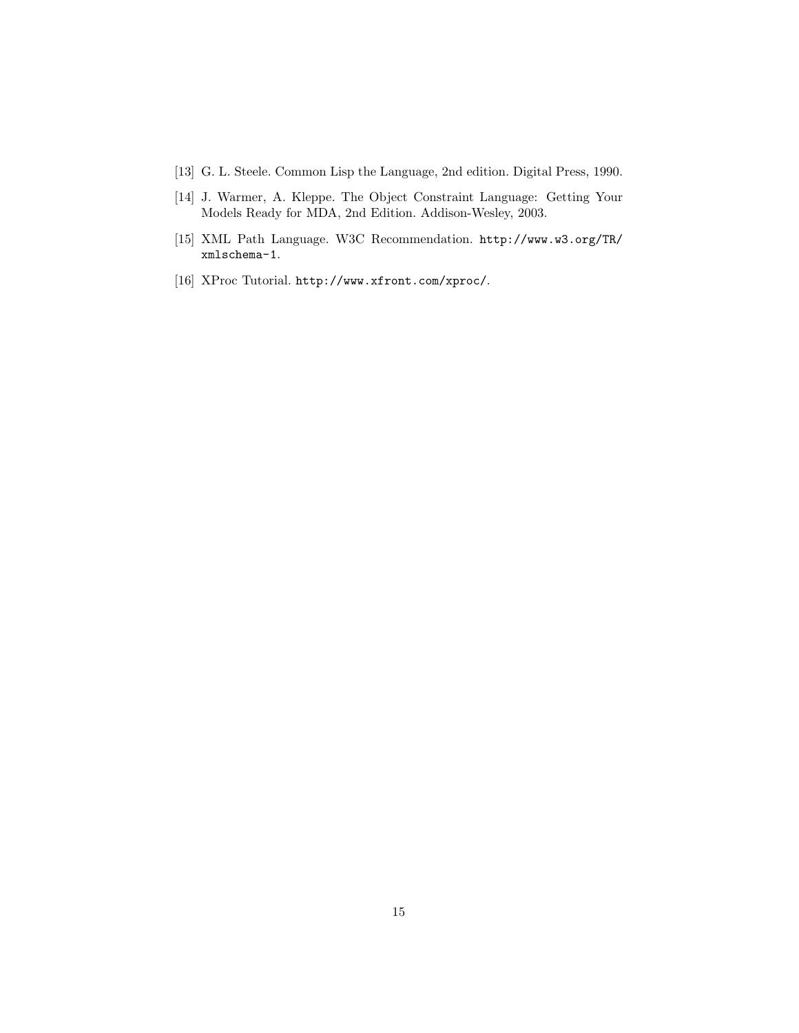[13] G. L. Steele. Common Lisp the Language, 2nd edition. Digital Press, 1990.

[14] J. Warmer, A. Kleppe. The Object Constraint Language: Getting Your Models Ready for MDA, 2nd Edition. Addison-Wesley, 2003.

[15] XML Path Language. W3C Recommendation. http://www.w3.org/TR/xmlschema-1.

[16] XProc Tutorial. http://www.xfront.com/xproc/.